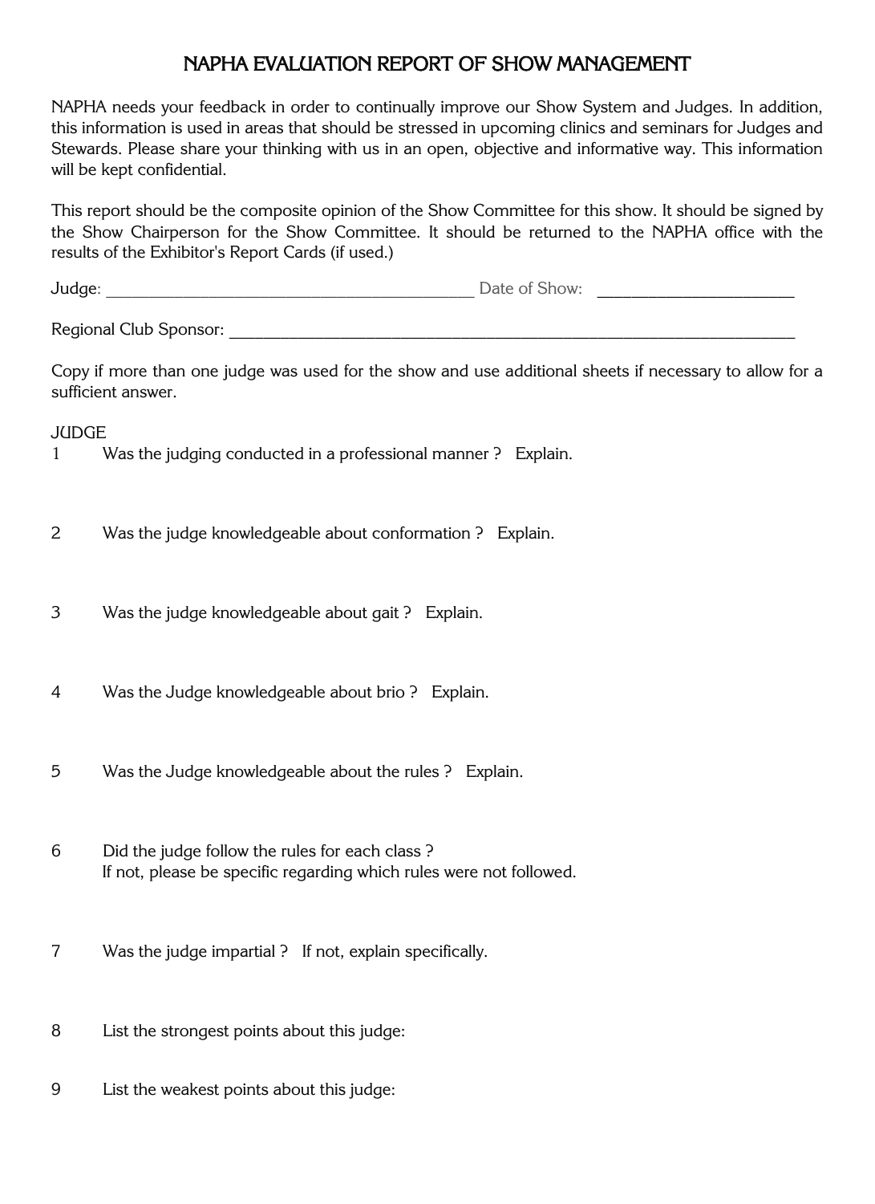# NAPHA EVALUATION REPORT OF SHOW MANAGEMENT

NAPHA needs your feedback in order to continually improve our Show System and Judges. In addition, this information is used in areas that should be stressed in upcoming clinics and seminars for Judges and Stewards. Please share your thinking with us in an open, objective and informative way. This information will be kept confidential.

This report should be the composite opinion of the Show Committee for this show. It should be signed by the Show Chairperson for the Show Committee. It should be returned to the NAPHA office with the results of the Exhibitor's Report Cards (if used.)

Judge: ________________________________________ Date of Show: ____________________

Regional Club Sponsor: ____________________________________________________________

Copy if more than one judge was used for the show and use additional sheets if necessary to allow for a sufficient answer.

JUDGE

1 Was the judging conducted in a professional manner ? Explain.

2 Was the judge knowledgeable about conformation ? Explain.

3 Was the judge knowledgeable about gait ? Explain.

4 Was the Judge knowledgeable about brio ? Explain.

5 Was the Judge knowledgeable about the rules ? Explain.

6 Did the judge follow the rules for each class ?
If not, please be specific regarding which rules were not followed.

7 Was the judge impartial ? If not, explain specifically.

8 List the strongest points about this judge:

9 List the weakest points about this judge: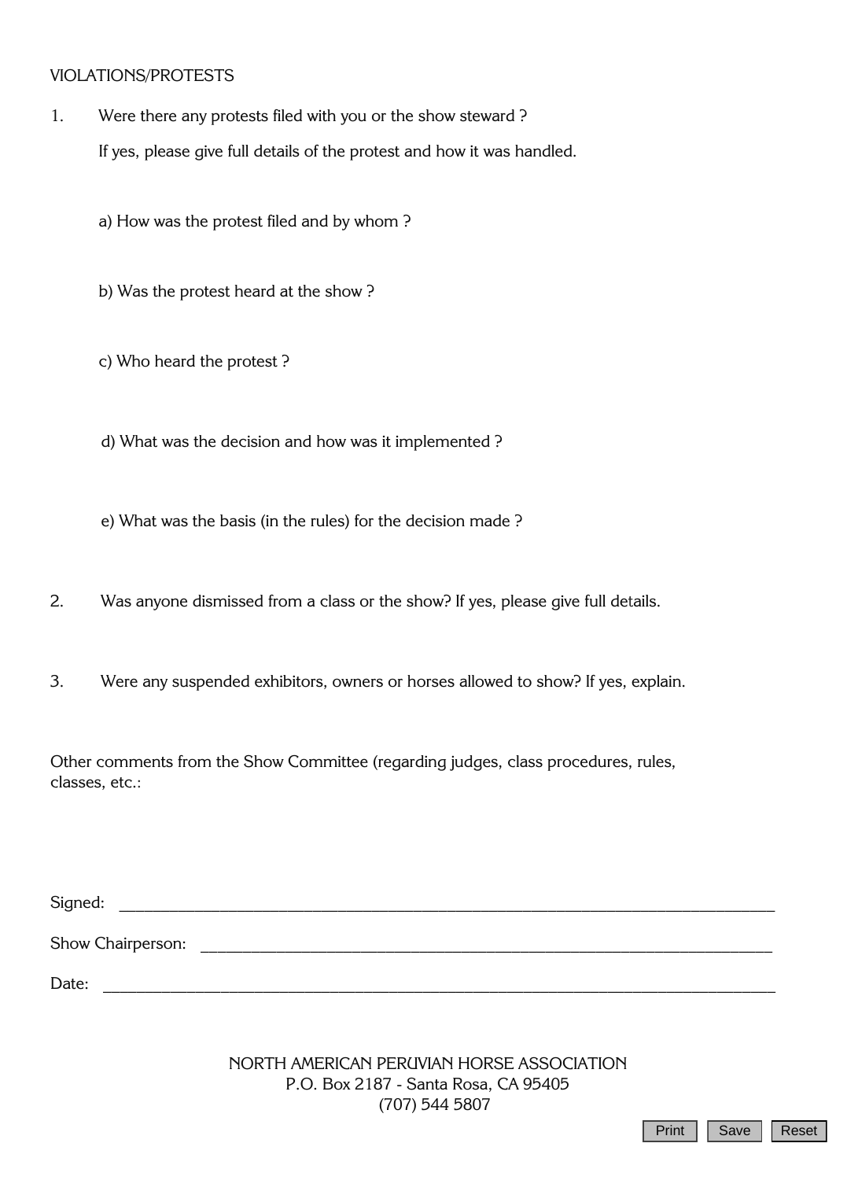VIOLATIONS/PROTESTS

1. Were there any protests filed with you or the show steward ?

   If yes, please give full details of the protest and how it was handled.

   a) How was the protest filed and by whom ?

   b) Was the protest heard at the show ?

   c) Who heard the protest ?

   d) What was the decision and how was it implemented ?

   e) What was the basis (in the rules) for the decision made ?

2. Was anyone dismissed from a class or the show? If yes, please give full details.

3. Were any suspended exhibitors, owners or horses allowed to show? If yes, explain.

Other comments from the Show Committee (regarding judges, class procedures, rules, classes, etc.:

Signed: ______________________________________________________________________

Show Chairperson: _______________________________________________________________

Date: ________________________________________________________________________

NORTH AMERICAN PERUVIAN HORSE ASSOCIATION
P.O. Box 2187 - Santa Rosa, CA 95405
(707) 544 5807

Print Save Reset